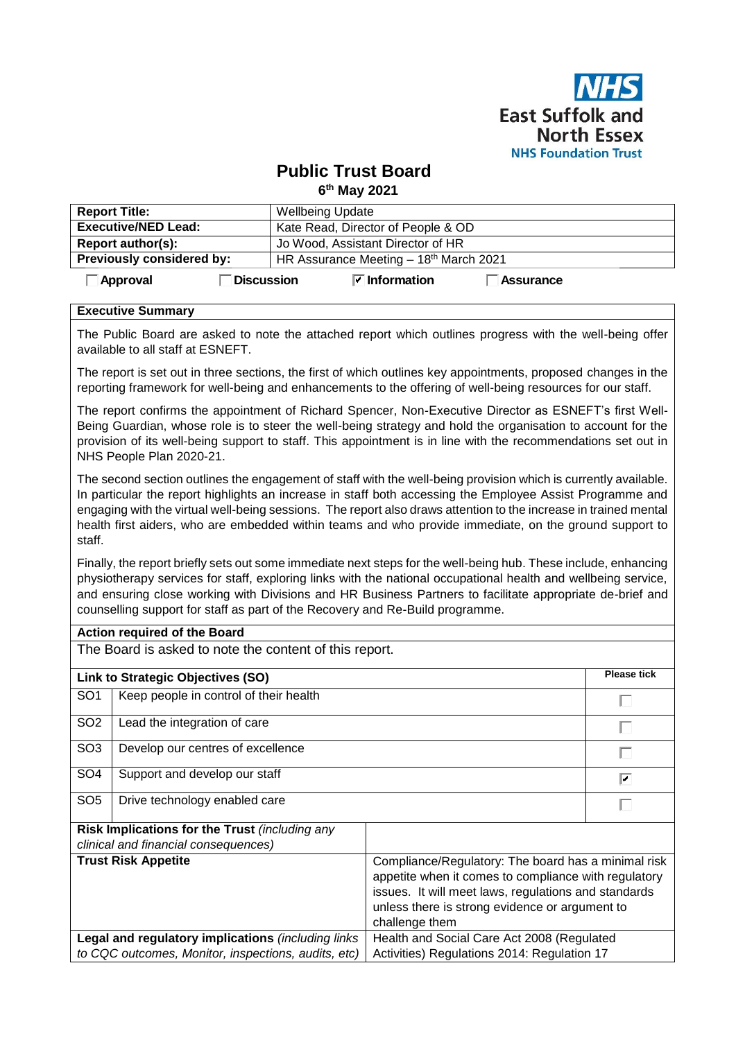NHS East Suffolk and North Essex NHS Foundation Trust

# Public Trust Board

**6th May 2021**

| | |
|---|---|
| **Report Title:** | Wellbeing Update |
| **Executive/NED Lead:** | Kate Read, Director of People & OD |
| **Report author(s):** | Jo Wood, Assistant Director of HR |
| **Previously considered by:** | HR Assurance Meeting – 18th March 2021 |

☐ **Approval** ☐ **Discussion** ☑ **Information** ☐ **Assurance**

**Executive Summary**

The Public Board are asked to note the attached report which outlines progress with the well-being offer available to all staff at ESNEFT.

The report is set out in three sections, the first of which outlines key appointments, proposed changes in the reporting framework for well-being and enhancements to the offering of well-being resources for our staff.

The report confirms the appointment of Richard Spencer, Non-Executive Director as ESNEFT's first Well-Being Guardian, whose role is to steer the well-being strategy and hold the organisation to account for the provision of its well-being support to staff. This appointment is in line with the recommendations set out in NHS People Plan 2020-21.

The second section outlines the engagement of staff with the well-being provision which is currently available. In particular the report highlights an increase in staff both accessing the Employee Assist Programme and engaging with the virtual well-being sessions. The report also draws attention to the increase in trained mental health first aiders, who are embedded within teams and who provide immediate, on the ground support to staff.

Finally, the report briefly sets out some immediate next steps for the well-being hub. These include, enhancing physiotherapy services for staff, exploring links with the national occupational health and wellbeing service, and ensuring close working with Divisions and HR Business Partners to facilitate appropriate de-brief and counselling support for staff as part of the Recovery and Re-Build programme.

**Action required of the Board**

The Board is asked to note the content of this report.

| **Link to Strategic Objectives (SO)** | | **Please tick** |
|---|---|---|
| SO1 | Keep people in control of their health | ☐ |
| SO2 | Lead the integration of care | ☐ |
| SO3 | Develop our centres of excellence | ☐ |
| SO4 | Support and develop our staff | ☑ |
| SO5 | Drive technology enabled care | ☐ |

| | |
|---|---|
| **Risk Implications for the Trust** *(including any clinical and financial consequences)* | |
| **Trust Risk Appetite** | Compliance/Regulatory: The board has a minimal risk appetite when it comes to compliance with regulatory issues. It will meet laws, regulations and standards unless there is strong evidence or argument to challenge them |
| **Legal and regulatory implications** *(including links to CQC outcomes, Monitor, inspections, audits, etc)* | Health and Social Care Act 2008 (Regulated Activities) Regulations 2014: Regulation 17 |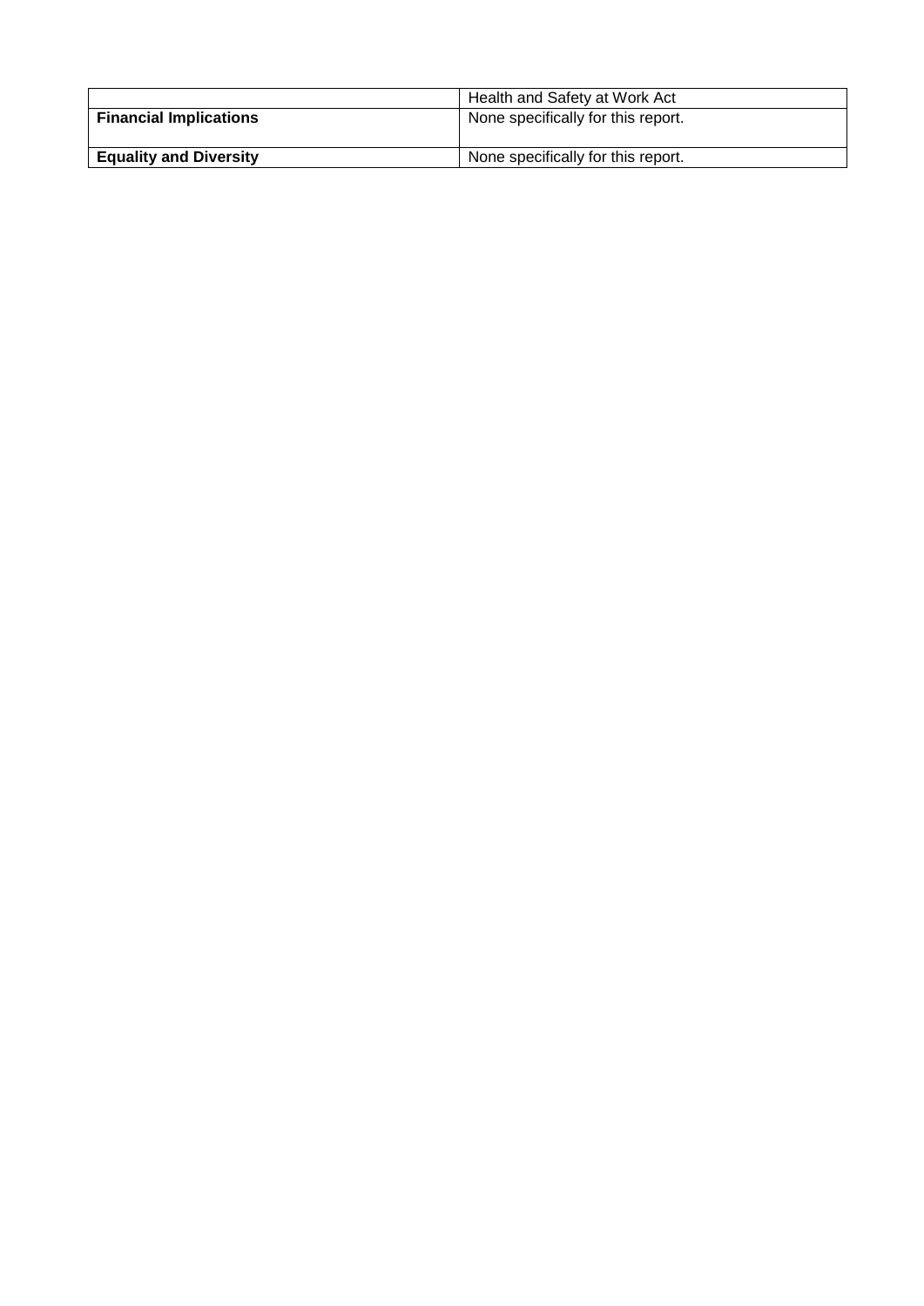| | |
|---|---|
| | Health and Safety at Work Act |
| **Financial Implications** | None specifically for this report. |
| **Equality and Diversity** | None specifically for this report. |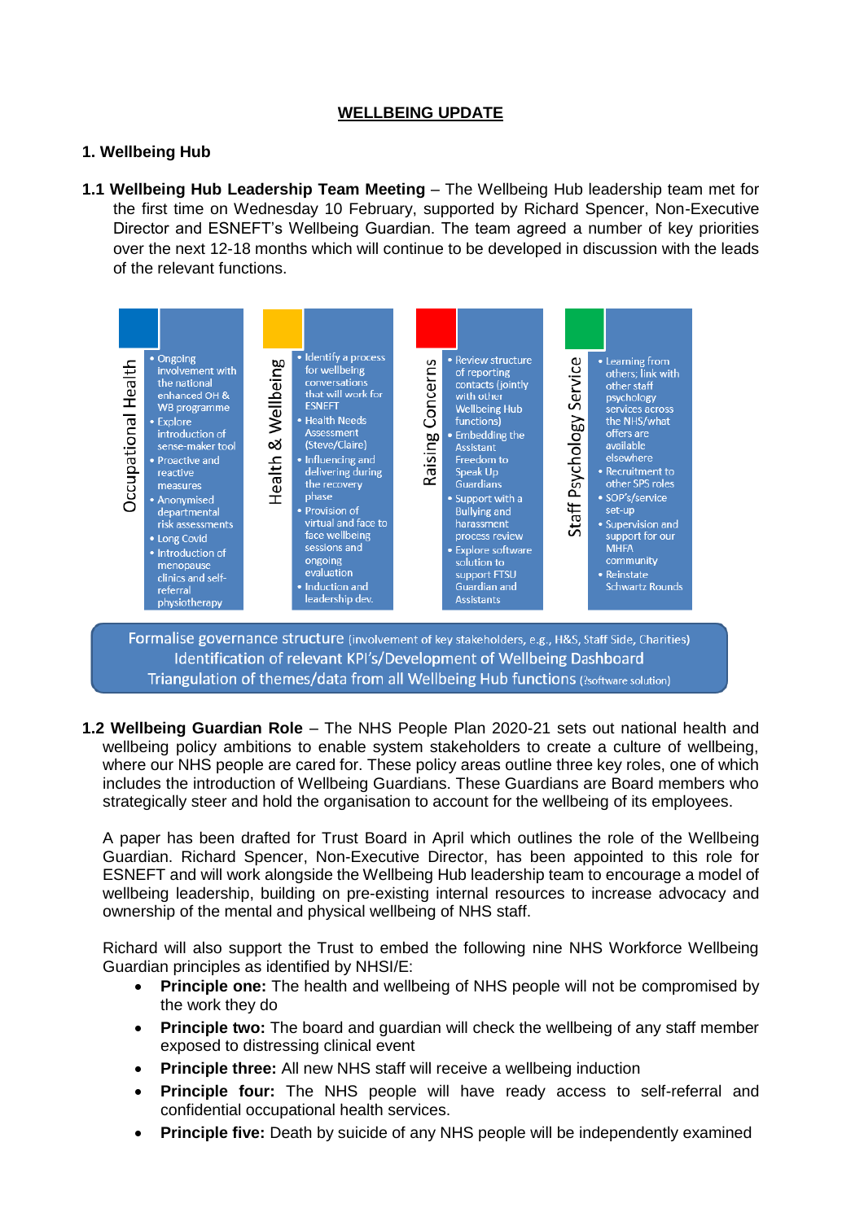## WELLBEING UPDATE

### 1. Wellbeing Hub

**1.1 Wellbeing Hub Leadership Team Meeting** – The Wellbeing Hub leadership team met for the first time on Wednesday 10 February, supported by Richard Spencer, Non-Executive Director and ESNEFT's Wellbeing Guardian. The team agreed a number of key priorities over the next 12-18 months which will continue to be developed in discussion with the leads of the relevant functions.

**Occupational Health**
- Ongoing involvement with the national enhanced OH & WB programme
- Explore introduction of sense-maker tool
- Proactive and reactive measures
- Anonymised departmental risk assessments
- Long Covid
- Introduction of menopause clinics and self-referral physiotherapy

**Health & Wellbeing**
- Identify a process for wellbeing conversations that will work for ESNEFT
- Health Needs Assessment (Steve/Claire)
- Influencing and delivering during the recovery phase
- Provision of virtual and face to face wellbeing sessions and ongoing evaluation
- Induction and leadership dev.

**Raising Concerns**
- Review structure of reporting contacts (jointly with other Wellbeing Hub functions)
- Embedding the Assistant Freedom to Speak Up Guardians
- Support with a Bullying and harassment process review
- Explore software solution to support FTSU Guardian and Assistants

**Staff Psychology Service**
- Learning from others; link with other staff psychology services across the NHS/what offers are available elsewhere
- Recruitment to other SPS roles
- SOP's/service set-up
- Supervision and support for our MHFA community
- Reinstate Schwartz Rounds

Formalise governance structure (involvement of key stakeholders, e.g., H&S, Staff Side, Charities)
Identification of relevant KPI's/Development of Wellbeing Dashboard
Triangulation of themes/data from all Wellbeing Hub functions (?software solution)

**1.2 Wellbeing Guardian Role** – The NHS People Plan 2020-21 sets out national health and wellbeing policy ambitions to enable system stakeholders to create a culture of wellbeing, where our NHS people are cared for. These policy areas outline three key roles, one of which includes the introduction of Wellbeing Guardians. These Guardians are Board members who strategically steer and hold the organisation to account for the wellbeing of its employees.

A paper has been drafted for Trust Board in April which outlines the role of the Wellbeing Guardian. Richard Spencer, Non-Executive Director, has been appointed to this role for ESNEFT and will work alongside the Wellbeing Hub leadership team to encourage a model of wellbeing leadership, building on pre-existing internal resources to increase advocacy and ownership of the mental and physical wellbeing of NHS staff.

Richard will also support the Trust to embed the following nine NHS Workforce Wellbeing Guardian principles as identified by NHSI/E:

- **Principle one:** The health and wellbeing of NHS people will not be compromised by the work they do
- **Principle two:** The board and guardian will check the wellbeing of any staff member exposed to distressing clinical event
- **Principle three:** All new NHS staff will receive a wellbeing induction
- **Principle four:** The NHS people will have ready access to self-referral and confidential occupational health services.
- **Principle five:** Death by suicide of any NHS people will be independently examined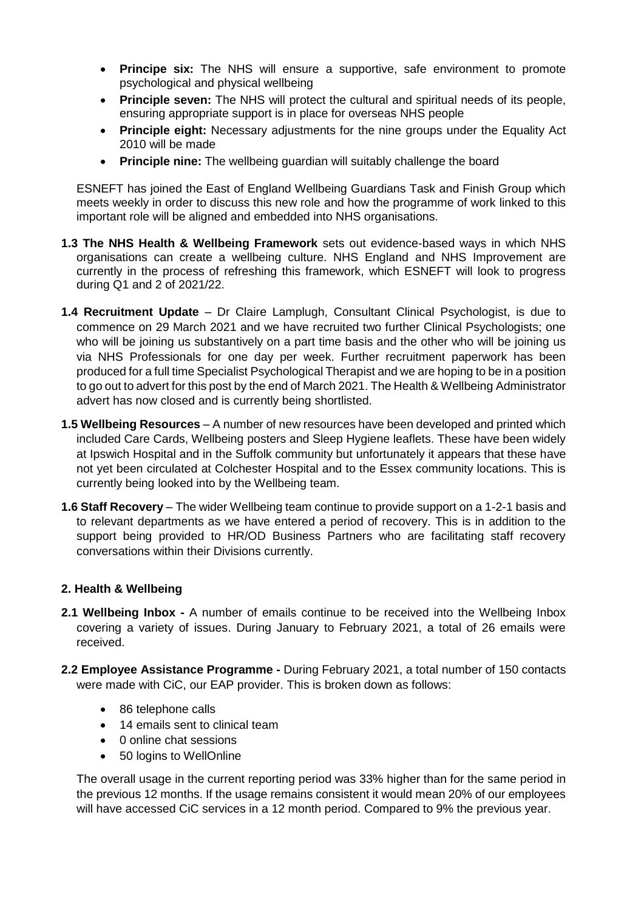- **Principe six:** The NHS will ensure a supportive, safe environment to promote psychological and physical wellbeing
- **Principle seven:** The NHS will protect the cultural and spiritual needs of its people, ensuring appropriate support is in place for overseas NHS people
- **Principle eight:** Necessary adjustments for the nine groups under the Equality Act 2010 will be made
- **Principle nine:** The wellbeing guardian will suitably challenge the board

ESNEFT has joined the East of England Wellbeing Guardians Task and Finish Group which meets weekly in order to discuss this new role and how the programme of work linked to this important role will be aligned and embedded into NHS organisations.

**1.3 The NHS Health & Wellbeing Framework** sets out evidence-based ways in which NHS organisations can create a wellbeing culture. NHS England and NHS Improvement are currently in the process of refreshing this framework, which ESNEFT will look to progress during Q1 and 2 of 2021/22.

**1.4 Recruitment Update** – Dr Claire Lamplugh, Consultant Clinical Psychologist, is due to commence on 29 March 2021 and we have recruited two further Clinical Psychologists; one who will be joining us substantively on a part time basis and the other who will be joining us via NHS Professionals for one day per week. Further recruitment paperwork has been produced for a full time Specialist Psychological Therapist and we are hoping to be in a position to go out to advert for this post by the end of March 2021. The Health & Wellbeing Administrator advert has now closed and is currently being shortlisted.

**1.5 Wellbeing Resources** – A number of new resources have been developed and printed which included Care Cards, Wellbeing posters and Sleep Hygiene leaflets. These have been widely at Ipswich Hospital and in the Suffolk community but unfortunately it appears that these have not yet been circulated at Colchester Hospital and to the Essex community locations. This is currently being looked into by the Wellbeing team.

**1.6 Staff Recovery** – The wider Wellbeing team continue to provide support on a 1-2-1 basis and to relevant departments as we have entered a period of recovery. This is in addition to the support being provided to HR/OD Business Partners who are facilitating staff recovery conversations within their Divisions currently.

## 2. Health & Wellbeing

**2.1 Wellbeing Inbox -** A number of emails continue to be received into the Wellbeing Inbox covering a variety of issues. During January to February 2021, a total of 26 emails were received.

**2.2 Employee Assistance Programme -** During February 2021, a total number of 150 contacts were made with CiC, our EAP provider. This is broken down as follows:

- 86 telephone calls
- 14 emails sent to clinical team
- 0 online chat sessions
- 50 logins to WellOnline

The overall usage in the current reporting period was 33% higher than for the same period in the previous 12 months. If the usage remains consistent it would mean 20% of our employees will have accessed CiC services in a 12 month period. Compared to 9% the previous year.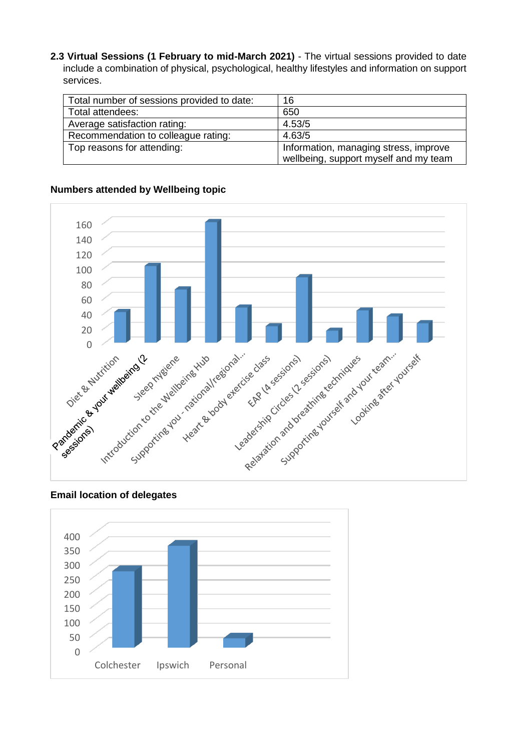**2.3 Virtual Sessions (1 February to mid-March 2021)** - The virtual sessions provided to date include a combination of physical, psychological, healthy lifestyles and information on support services.

| | |
|---|---|
| Total number of sessions provided to date: | 16 |
| Total attendees: | 650 |
| Average satisfaction rating: | 4.53/5 |
| Recommendation to colleague rating: | 4.63/5 |
| Top reasons for attending: | Information, managing stress, improve wellbeing, support myself and my team |

**Numbers attended by Wellbeing topic**

160
140
120
100
80
60
40
20
0

Diet & Nutrition
Pandemic & your wellbeing (2 sessions)
Sleep hygiene
Introduction to the Wellbeing Hub
Supporting you - national/regional...
Heart & body exercise class
EAP (4 sessions)
Leadership Circles (2 sessions)
Relaxation and breathing techniques
Supporting yourself and your team...
Looking after yourself

**Email location of delegates**

400
350
300
250
200
150
100
50
0

Colchester
Ipswich
Personal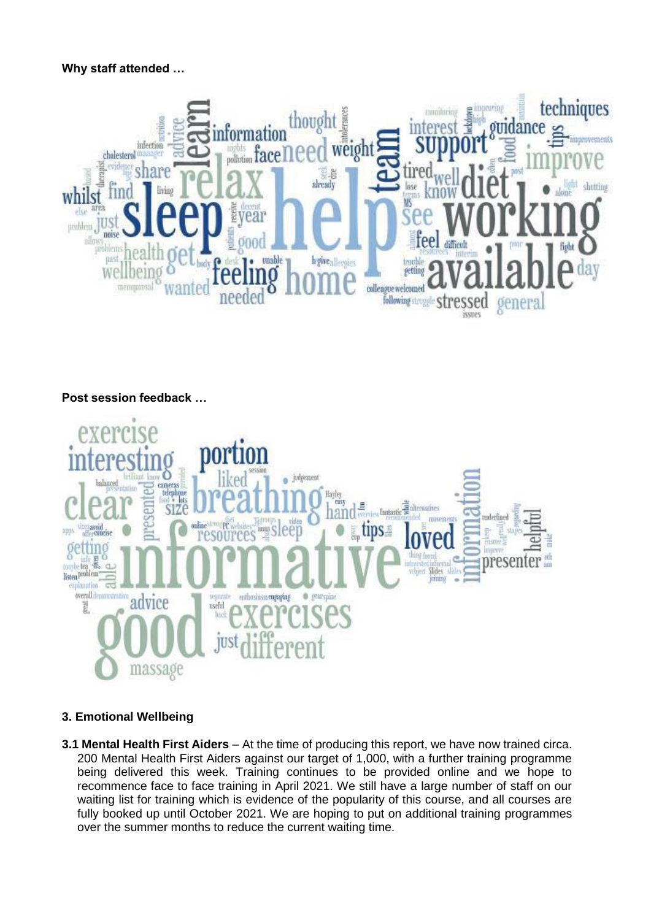**Why staff attended …**

**Post session feedback …**

### 3. Emotional Wellbeing

**3.1 Mental Health First Aiders** – At the time of producing this report, we have now trained circa. 200 Mental Health First Aiders against our target of 1,000, with a further training programme being delivered this week. Training continues to be provided online and we hope to recommence face to face training in April 2021. We still have a large number of staff on our waiting list for training which is evidence of the popularity of this course, and all courses are fully booked up until October 2021. We are hoping to put on additional training programmes over the summer months to reduce the current waiting time.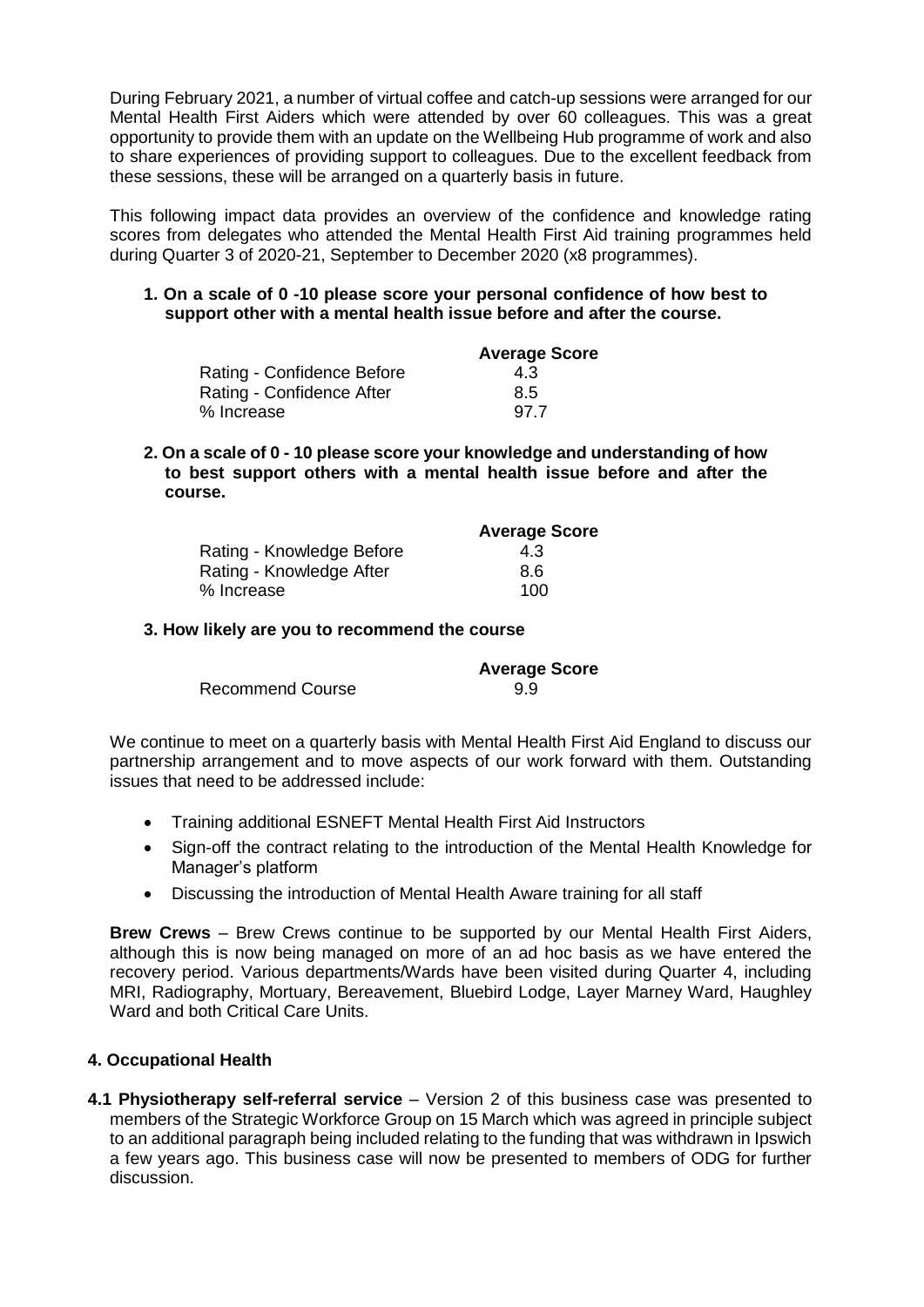During February 2021, a number of virtual coffee and catch-up sessions were arranged for our Mental Health First Aiders which were attended by over 60 colleagues. This was a great opportunity to provide them with an update on the Wellbeing Hub programme of work and also to share experiences of providing support to colleagues. Due to the excellent feedback from these sessions, these will be arranged on a quarterly basis in future.

This following impact data provides an overview of the confidence and knowledge rating scores from delegates who attended the Mental Health First Aid training programmes held during Quarter 3 of 2020-21, September to December 2020 (x8 programmes).

**1. On a scale of 0 -10 please score your personal confidence of how best to support other with a mental health issue before and after the course.**

| | Average Score |
|---|---|
| Rating - Confidence Before | 4.3 |
| Rating - Confidence After | 8.5 |
| % Increase | 97.7 |

**2. On a scale of 0 - 10 please score your knowledge and understanding of how to best support others with a mental health issue before and after the course.**

| | Average Score |
|---|---|
| Rating - Knowledge Before | 4.3 |
| Rating - Knowledge After | 8.6 |
| % Increase | 100 |

**3. How likely are you to recommend the course**

| | Average Score |
|---|---|
| Recommend Course | 9.9 |

We continue to meet on a quarterly basis with Mental Health First Aid England to discuss our partnership arrangement and to move aspects of our work forward with them. Outstanding issues that need to be addressed include:

- Training additional ESNEFT Mental Health First Aid Instructors
- Sign-off the contract relating to the introduction of the Mental Health Knowledge for Manager's platform
- Discussing the introduction of Mental Health Aware training for all staff

**Brew Crews** – Brew Crews continue to be supported by our Mental Health First Aiders, although this is now being managed on more of an ad hoc basis as we have entered the recovery period. Various departments/Wards have been visited during Quarter 4, including MRI, Radiography, Mortuary, Bereavement, Bluebird Lodge, Layer Marney Ward, Haughley Ward and both Critical Care Units.

## 4. Occupational Health

**4.1 Physiotherapy self-referral service** – Version 2 of this business case was presented to members of the Strategic Workforce Group on 15 March which was agreed in principle subject to an additional paragraph being included relating to the funding that was withdrawn in Ipswich a few years ago. This business case will now be presented to members of ODG for further discussion.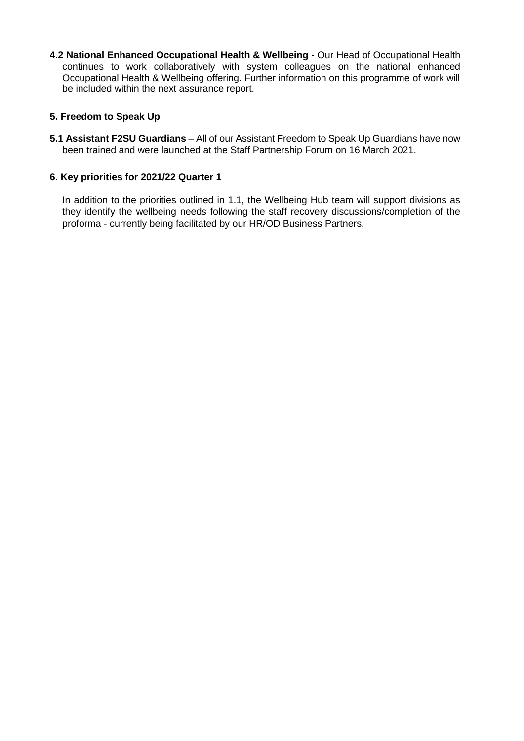**4.2 National Enhanced Occupational Health & Wellbeing** - Our Head of Occupational Health continues to work collaboratively with system colleagues on the national enhanced Occupational Health & Wellbeing offering. Further information on this programme of work will be included within the next assurance report.

## 5. Freedom to Speak Up

**5.1 Assistant F2SU Guardians** – All of our Assistant Freedom to Speak Up Guardians have now been trained and were launched at the Staff Partnership Forum on 16 March 2021.

## 6. Key priorities for 2021/22 Quarter 1

In addition to the priorities outlined in 1.1, the Wellbeing Hub team will support divisions as they identify the wellbeing needs following the staff recovery discussions/completion of the proforma - currently being facilitated by our HR/OD Business Partners.